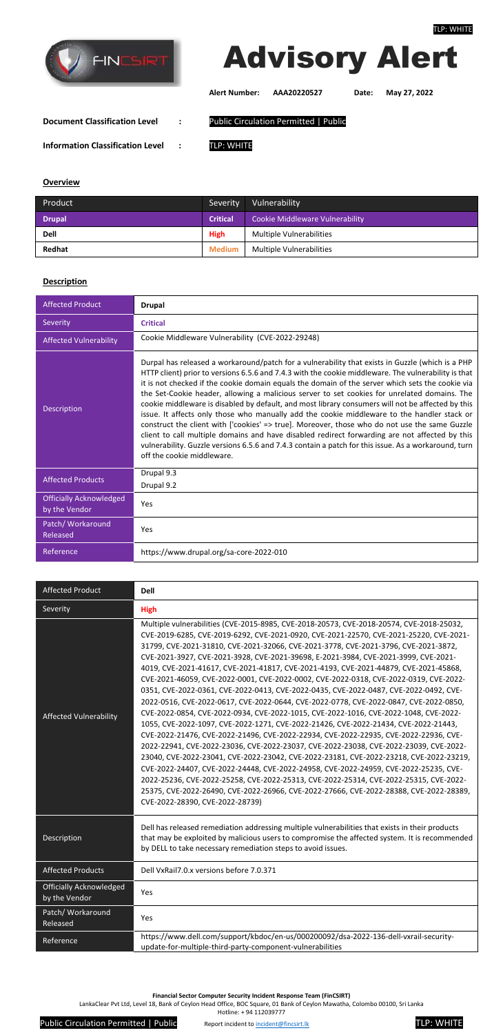TLP: WHITE

# Advisory Alert

**Alert Number:** AAA20220527 **Date:** May 27, 2022

**Document Classification Level :** Public Circulation Permitted | Public

**Information Classification Level :** TLP: WHITE

## Overview

| Product | Severity | Vulnerability |
|---|---|---|
| **Drupal** | **Critical** | Cookie Middleware Vulnerability |
| **Dell** | **High** | Multiple Vulnerabilities |
| **Redhat** | **Medium** | Multiple Vulnerabilities |

## Description

| Affected Product | **Drupal** |
|---|---|
| Severity | **Critical** |
| Affected Vulnerability | Cookie Middleware Vulnerability (CVE-2022-29248) |
| Description | Durpal has released a workaround/patch for a vulnerability that exists in Guzzle (which is a PHP HTTP client) prior to versions 6.5.6 and 7.4.3 with the cookie middleware. The vulnerability is that it is not checked if the cookie domain equals the domain of the server which sets the cookie via the Set-Cookie header, allowing a malicious server to set cookies for unrelated domains. The cookie middleware is disabled by default, and most library consumers will not be affected by this issue. It affects only those who manually add the cookie middleware to the handler stack or construct the client with ['cookies' => true]. Moreover, those who do not use the same Guzzle client to call multiple domains and have disabled redirect forwarding are not affected by this vulnerability. Guzzle versions 6.5.6 and 7.4.3 contain a patch for this issue. As a workaround, turn off the cookie middleware. |
| Affected Products | Drupal 9.3<br>Drupal 9.2 |
| Officially Acknowledged by the Vendor | Yes |
| Patch/ Workaround Released | Yes |
| Reference | https://www.drupal.org/sa-core-2022-010 |

| Affected Product | **Dell** |
|---|---|
| Severity | **High** |
| Affected Vulnerability | Multiple vulnerabilities (CVE-2015-8985, CVE-2018-20573, CVE-2018-20574, CVE-2018-25032, CVE-2019-6285, CVE-2019-6292, CVE-2021-0920, CVE-2021-22570, CVE-2021-25220, CVE-2021-31799, CVE-2021-31810, CVE-2021-32066, CVE-2021-3778, CVE-2021-3796, CVE-2021-3872, CVE-2021-3927, CVE-2021-3928, CVE-2021-39698, E-2021-3984, CVE-2021-3999, CVE-2021-4019, CVE-2021-41617, CVE-2021-41817, CVE-2021-4193, CVE-2021-44879, CVE-2021-45868, CVE-2021-46059, CVE-2022-0001, CVE-2022-0002, CVE-2022-0318, CVE-2022-0319, CVE-2022-0351, CVE-2022-0361, CVE-2022-0413, CVE-2022-0435, CVE-2022-0487, CVE-2022-0492, CVE-2022-0516, CVE-2022-0617, CVE-2022-0644, CVE-2022-0778, CVE-2022-0847, CVE-2022-0850, CVE-2022-0854, CVE-2022-0934, CVE-2022-1015, CVE-2022-1016, CVE-2022-1048, CVE-2022-1055, CVE-2022-1097, CVE-2022-1271, CVE-2022-21426, CVE-2022-21434, CVE-2022-21443, CVE-2022-21476, CVE-2022-21496, CVE-2022-22934, CVE-2022-22935, CVE-2022-22936, CVE-2022-22941, CVE-2022-23036, CVE-2022-23037, CVE-2022-23038, CVE-2022-23039, CVE-2022-23040, CVE-2022-23041, CVE-2022-23042, CVE-2022-23181, CVE-2022-23218, CVE-2022-23219, CVE-2022-24407, CVE-2022-24448, CVE-2022-24958, CVE-2022-24959, CVE-2022-25235, CVE-2022-25236, CVE-2022-25258, CVE-2022-25313, CVE-2022-25314, CVE-2022-25315, CVE-2022-25375, CVE-2022-26490, CVE-2022-26966, CVE-2022-27666, CVE-2022-28388, CVE-2022-28389, CVE-2022-28390, CVE-2022-28739) |
| Description | Dell has released remediation addressing multiple vulnerabilities that exists in their products that may be exploited by malicious users to compromise the affected system. It is recommended by DELL to take necessary remediation steps to avoid issues. |
| Affected Products | Dell VxRail7.0.x versions before 7.0.371 |
| Officially Acknowledged by the Vendor | Yes |
| Patch/ Workaround Released | Yes |
| Reference | https://www.dell.com/support/kbdoc/en-us/000200092/dsa-2022-136-dell-vxrail-security-update-for-multiple-third-party-component-vulnerabilities |

**Financial Sector Computer Security Incident Response Team (FinCSIRT)**
LankaClear Pvt Ltd, Level 18, Bank of Ceylon Head Office, BOC Square, 01 Bank of Ceylon Mawatha, Colombo 00100, Sri Lanka
Hotline: + 94 112039777

Public Circulation Permitted | Public Report incident to incident@fincsirt.lk TLP: WHITE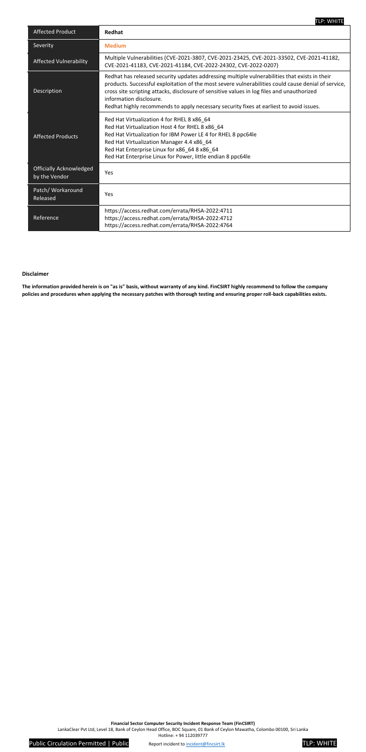TLP: WHITE

| | |
|---|---|
| Affected Product | **Redhat** |
| Severity | **Medium** |
| Affected Vulnerability | Multiple Vulnerabilities (CVE-2021-3807, CVE-2021-23425, CVE-2021-33502, CVE-2021-41182, CVE-2021-41183, CVE-2021-41184, CVE-2022-24302, CVE-2022-0207) |
| Description | Redhat has released security updates addressing multiple vulnerabilities that exists in their products. Successful exploitation of the most severe vulnerabilities could cause denial of service, cross site scripting attacks, disclosure of sensitive values in log files and unauthorized information disclosure.<br>Redhat highly recommends to apply necessary security fixes at earliest to avoid issues. |
| Affected Products | Red Hat Virtualization 4 for RHEL 8 x86_64<br>Red Hat Virtualization Host 4 for RHEL 8 x86_64<br>Red Hat Virtualization for IBM Power LE 4 for RHEL 8 ppc64le<br>Red Hat Virtualization Manager 4.4 x86_64<br>Red Hat Enterprise Linux for x86_64 8 x86_64<br>Red Hat Enterprise Linux for Power, little endian 8 ppc64le |
| Officially Acknowledged by the Vendor | Yes |
| Patch/ Workaround Released | Yes |
| Reference | https://access.redhat.com/errata/RHSA-2022:4711<br>https://access.redhat.com/errata/RHSA-2022:4712<br>https://access.redhat.com/errata/RHSA-2022:4764 |

**Disclaimer**

**The information provided herein is on "as is" basis, without warranty of any kind. FinCSIRT highly recommend to follow the company policies and procedures when applying the necessary patches with thorough testing and ensuring proper roll-back capabilities exists.**

**Financial Sector Computer Security Incident Response Team (FinCSIRT)**
LankaClear Pvt Ltd, Level 18, Bank of Ceylon Head Office, BOC Square, 01 Bank of Ceylon Mawatha, Colombo 00100, Sri Lanka
Hotline: + 94 112039777

Public Circulation Permitted | Public    Report incident to incident@fincsirt.lk    TLP: WHITE